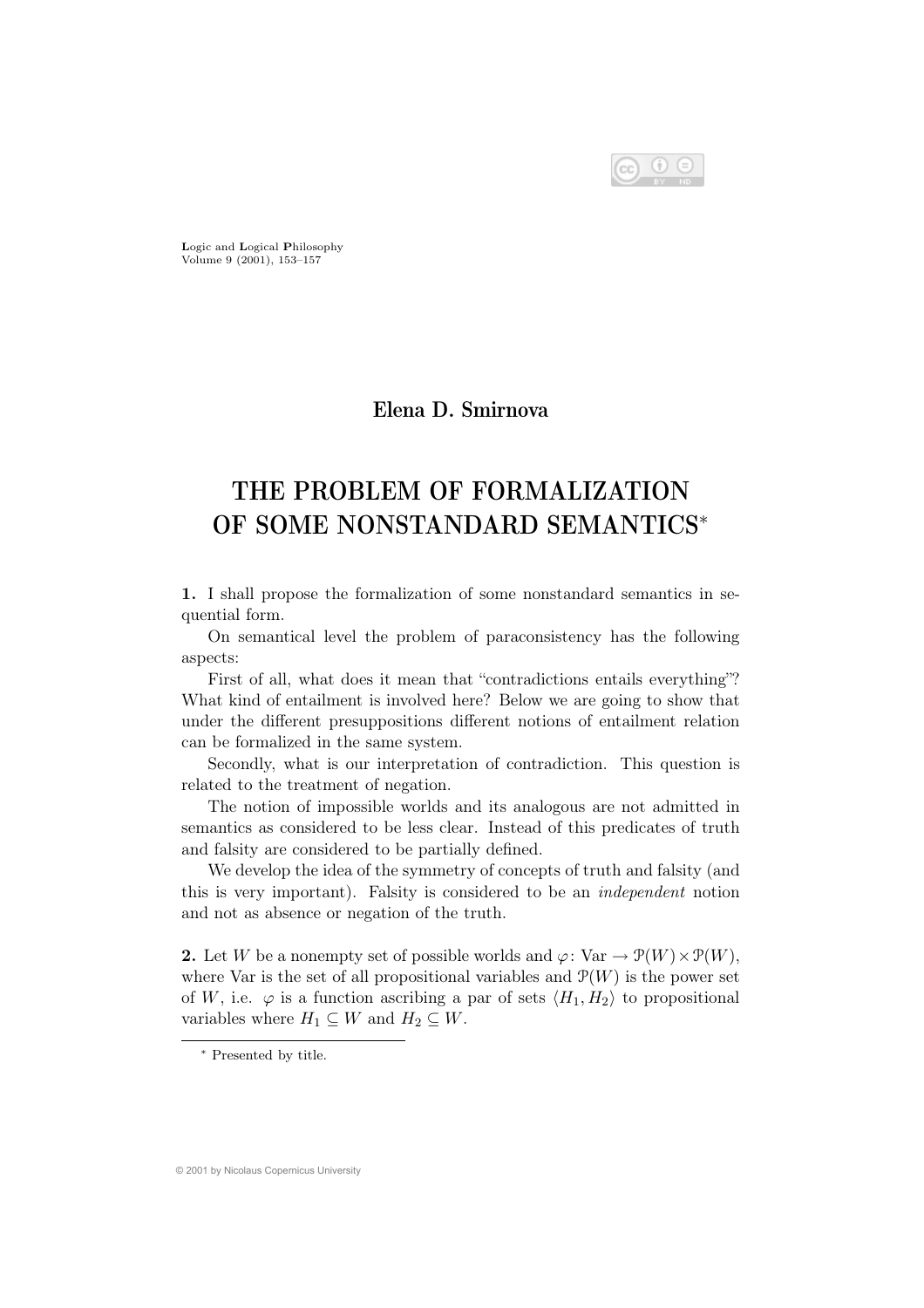Elena D. Smirnova

# THE PROBLEM OF FORMALIZATION OF SOME NONSTANDARD SEMANTICS*

**1.** I shall propose the formalization of some nonstandard semantics in sequential form.

On semantical level the problem of paraconsistency has the following aspects:

First of all, what does it mean that "contradictions entails everything"? What kind of entailment is involved here? Below we are going to show that under the different presuppositions different notions of entailment relation can be formalized in the same system.

Secondly, what is our interpretation of contradiction. This question is related to the treatment of negation.

The notion of impossible worlds and its analogous are not admitted in semantics as considered to be less clear. Instead of this predicates of truth and falsity are considered to be partially defined.

We develop the idea of the symmetry of concepts of truth and falsity (and this is very important). Falsity is considered to be an *independent* notion and not as absence or negation of the truth.

**2.** Let $W$ be a nonempty set of possible worlds and $\varphi\colon \mathrm{Var} \to \mathcal{P}(W) \times \mathcal{P}(W)$, where Var is the set of all propositional variables and $\mathcal{P}(W)$ is the power set of $W$, i.e. $\varphi$ is a function ascribing a par of sets $\langle H_1, H_2\rangle$ to propositional variables where $H_1 \subseteq W$ and $H_2 \subseteq W$.

---

\* Presented by title.

© 2001 by Nicolaus Copernicus University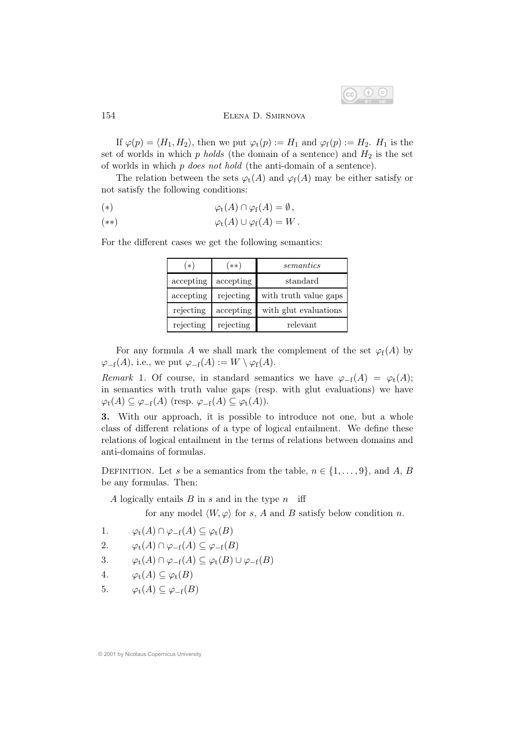If $\varphi(p) = \langle H_1, H_2 \rangle$, then we put $\varphi_{\mathrm{t}}(p) := H_1$ and $\varphi_{\mathrm{f}}(p) := H_2$. $H_1$ is the set of worlds in which *p holds* (the domain of a sentence) and $H_2$ is the set of worlds in which *p does not hold* (the anti-domain of a sentence).

The relation between the sets $\varphi_{\mathrm{t}}(A)$ and $\varphi_{\mathrm{f}}(A)$ may be either satisfy or not satisfy the following conditions:

$$(*) \qquad \varphi_{\mathrm{t}}(A) \cap \varphi_{\mathrm{f}}(A) = \emptyset\,,$$

$$(**) \qquad \varphi_{\mathrm{t}}(A) \cup \varphi_{\mathrm{f}}(A) = W\,.$$

For the different cases we get the following semantics:

| $(*)$ | $(**)$ | *semantics* |
|---|---|---|
| accepting | accepting | standard |
| accepting | rejecting | with truth value gaps |
| rejecting | accepting | with glut evaluations |
| rejecting | rejecting | relevant |

For any formula $A$ we shall mark the complement of the set $\varphi_{\mathrm{f}}(A)$ by $\varphi_{-\mathrm{f}}(A)$, i.e., we put $\varphi_{-\mathrm{f}}(A) := W \setminus \varphi_{\mathrm{f}}(A)$.

*Remark* 1. Of course, in standard semantics we have $\varphi_{-\mathrm{f}}(A) = \varphi_{\mathrm{t}}(A)$; in semantics with truth value gaps (resp. with glut evaluations) we have $\varphi_{\mathrm{t}}(A) \subseteq \varphi_{-\mathrm{f}}(A)$ (resp. $\varphi_{-\mathrm{f}}(A) \subseteq \varphi_{\mathrm{t}}(A)$).

**3.** With our approach, it is possible to introduce not one, but a whole class of different relations of a type of logical entailment. We define these relations of logical entailment in the terms of relations between domains and anti-domains of formulas.

DEFINITION. Let $s$ be a semantics from the table, $n \in \{1, \ldots, 9\}$, and $A$, $B$ be any formulas. Then:

$A$ logically entails $B$ in $s$ and in the type $n$ iff

for any model $\langle W, \varphi \rangle$ for $s$, $A$ and $B$ satisfy below condition $n$.

1. $\varphi_{\mathrm{t}}(A) \cap \varphi_{-\mathrm{f}}(A) \subseteq \varphi_{\mathrm{t}}(B)$
2. $\varphi_{\mathrm{t}}(A) \cap \varphi_{-\mathrm{f}}(A) \subseteq \varphi_{-\mathrm{f}}(B)$
3. $\varphi_{\mathrm{t}}(A) \cap \varphi_{-\mathrm{f}}(A) \subseteq \varphi_{\mathrm{t}}(B) \cup \varphi_{-\mathrm{f}}(B)$
4. $\varphi_{\mathrm{t}}(A) \subseteq \varphi_{\mathrm{t}}(B)$
5. $\varphi_{\mathrm{t}}(A) \subseteq \varphi_{-\mathrm{f}}(B)$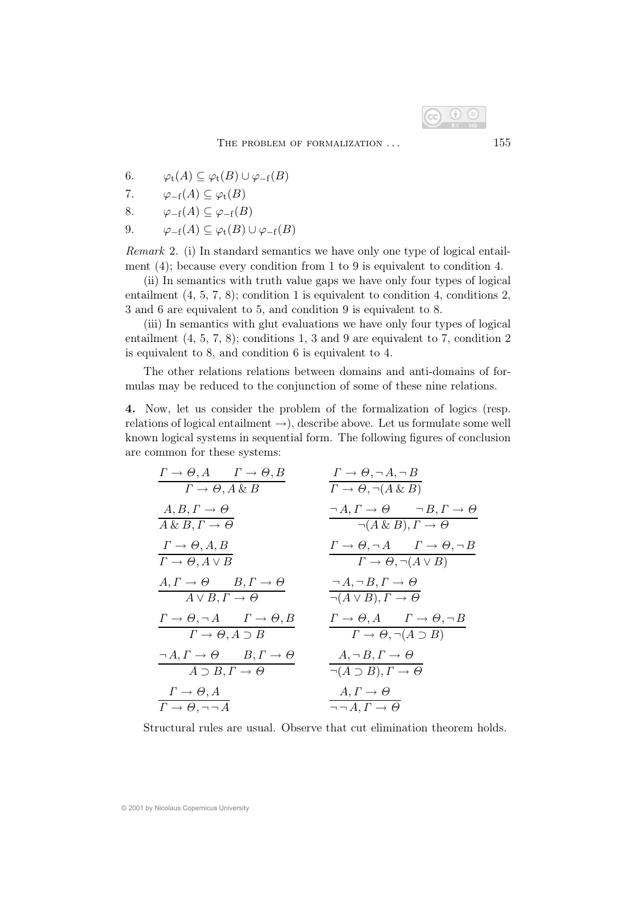6. $\varphi_{\mathrm{t}}(A) \subseteq \varphi_{\mathrm{t}}(B) \cup \varphi_{-\mathrm{f}}(B)$

7. $\varphi_{-\mathrm{f}}(A) \subseteq \varphi_{\mathrm{t}}(B)$

8. $\varphi_{-\mathrm{f}}(A) \subseteq \varphi_{-\mathrm{f}}(B)$

9. $\varphi_{-\mathrm{f}}(A) \subseteq \varphi_{\mathrm{t}}(B) \cup \varphi_{-\mathrm{f}}(B)$

*Remark* 2. (i) In standard semantics we have only one type of logical entailment (4); because every condition from 1 to 9 is equivalent to condition 4.

(ii) In semantics with truth value gaps we have only four types of logical entailment (4, 5, 7, 8); condition 1 is equivalent to condition 4, conditions 2, 3 and 6 are equivalent to 5, and condition 9 is equivalent to 8.

(iii) In semantics with glut evaluations we have only four types of logical entailment (4, 5, 7, 8); conditions 1, 3 and 9 are equivalent to 7, condition 2 is equivalent to 8, and condition 6 is equivalent to 4.

The other relations relations between domains and anti-domains of formulas may be reduced to the conjunction of some of these nine relations.

**4.** Now, let us consider the problem of the formalization of logics (resp. relations of logical entailment $\rightarrow$), describe above. Let us formulate some well known logical systems in sequential form. The following figures of conclusion are common for these systems:

$$\frac{\Gamma \rightarrow \Theta, A \qquad \Gamma \rightarrow \Theta, B}{\Gamma \rightarrow \Theta, A \,\&\, B} \qquad \frac{\Gamma \rightarrow \Theta, \neg A, \neg B}{\Gamma \rightarrow \Theta, \neg(A \,\&\, B)}$$

$$\frac{A, B, \Gamma \rightarrow \Theta}{A \,\&\, B, \Gamma \rightarrow \Theta} \qquad \frac{\neg A, \Gamma \rightarrow \Theta \qquad \neg B, \Gamma \rightarrow \Theta}{\neg(A \,\&\, B), \Gamma \rightarrow \Theta}$$

$$\frac{\Gamma \rightarrow \Theta, A, B}{\Gamma \rightarrow \Theta, A \vee B} \qquad \frac{\Gamma \rightarrow \Theta, \neg A \qquad \Gamma \rightarrow \Theta, \neg B}{\Gamma \rightarrow \Theta, \neg(A \vee B)}$$

$$\frac{A, \Gamma \rightarrow \Theta \qquad B, \Gamma \rightarrow \Theta}{A \vee B, \Gamma \rightarrow \Theta} \qquad \frac{\neg A, \neg B, \Gamma \rightarrow \Theta}{\neg(A \vee B), \Gamma \rightarrow \Theta}$$

$$\frac{\Gamma \rightarrow \Theta, \neg A \qquad \Gamma \rightarrow \Theta, B}{\Gamma \rightarrow \Theta, A \supset B} \qquad \frac{\Gamma \rightarrow \Theta, A \qquad \Gamma \rightarrow \Theta, \neg B}{\Gamma \rightarrow \Theta, \neg(A \supset B)}$$

$$\frac{\neg A, \Gamma \rightarrow \Theta \qquad B, \Gamma \rightarrow \Theta}{A \supset B, \Gamma \rightarrow \Theta} \qquad \frac{A, \neg B, \Gamma \rightarrow \Theta}{\neg(A \supset B), \Gamma \rightarrow \Theta}$$

$$\frac{\Gamma \rightarrow \Theta, A}{\Gamma \rightarrow \Theta, \neg\neg A} \qquad \frac{A, \Gamma \rightarrow \Theta}{\neg\neg A, \Gamma \rightarrow \Theta}$$

Structural rules are usual. Observe that cut elimination theorem holds.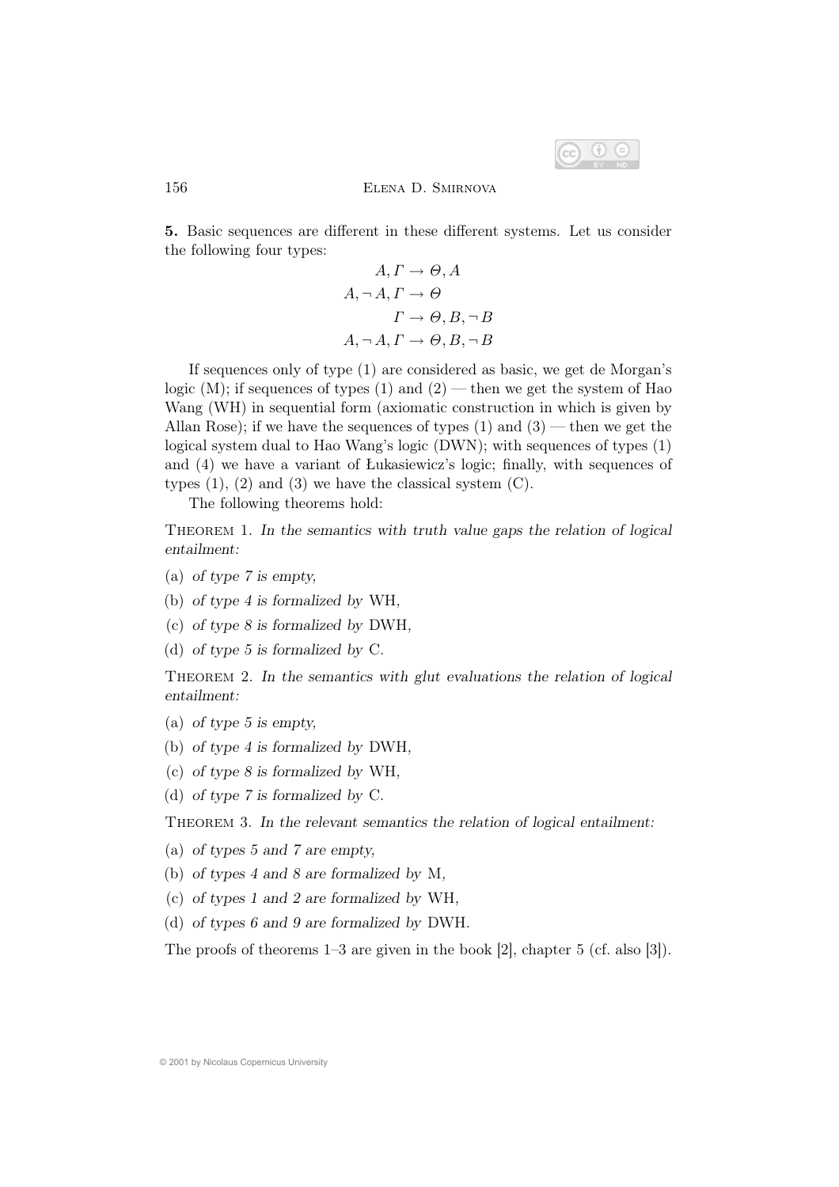**5.** Basic sequences are different in these different systems. Let us consider the following four types:

$$A, \Gamma \to \Theta, A$$
$$A, \neg A, \Gamma \to \Theta$$
$$\Gamma \to \Theta, B, \neg B$$
$$A, \neg A, \Gamma \to \Theta, B, \neg B$$

If sequences only of type (1) are considered as basic, we get de Morgan's logic (M); if sequences of types (1) and (2) — then we get the system of Hao Wang (WH) in sequential form (axiomatic construction in which is given by Allan Rose); if we have the sequences of types (1) and (3) — then we get the logical system dual to Hao Wang's logic (DWN); with sequences of types (1) and (4) we have a variant of Łukasiewicz's logic; finally, with sequences of types (1), (2) and (3) we have the classical system (C).

The following theorems hold:

Theorem 1. *In the semantics with truth value gaps the relation of logical entailment:*

(a) *of type 7 is empty,*
(b) *of type 4 is formalized by* WH*,*
(c) *of type 8 is formalized by* DWH*,*
(d) *of type 5 is formalized by* C*.*

Theorem 2. *In the semantics with glut evaluations the relation of logical entailment:*

(a) *of type 5 is empty,*
(b) *of type 4 is formalized by* DWH*,*
(c) *of type 8 is formalized by* WH*,*
(d) *of type 7 is formalized by* C*.*

Theorem 3. *In the relevant semantics the relation of logical entailment:*

(a) *of types 5 and 7 are empty,*
(b) *of types 4 and 8 are formalized by* M*,*
(c) *of types 1 and 2 are formalized by* WH*,*
(d) *of types 6 and 9 are formalized by* DWH*.*

The proofs of theorems 1–3 are given in the book [2], chapter 5 (cf. also [3]).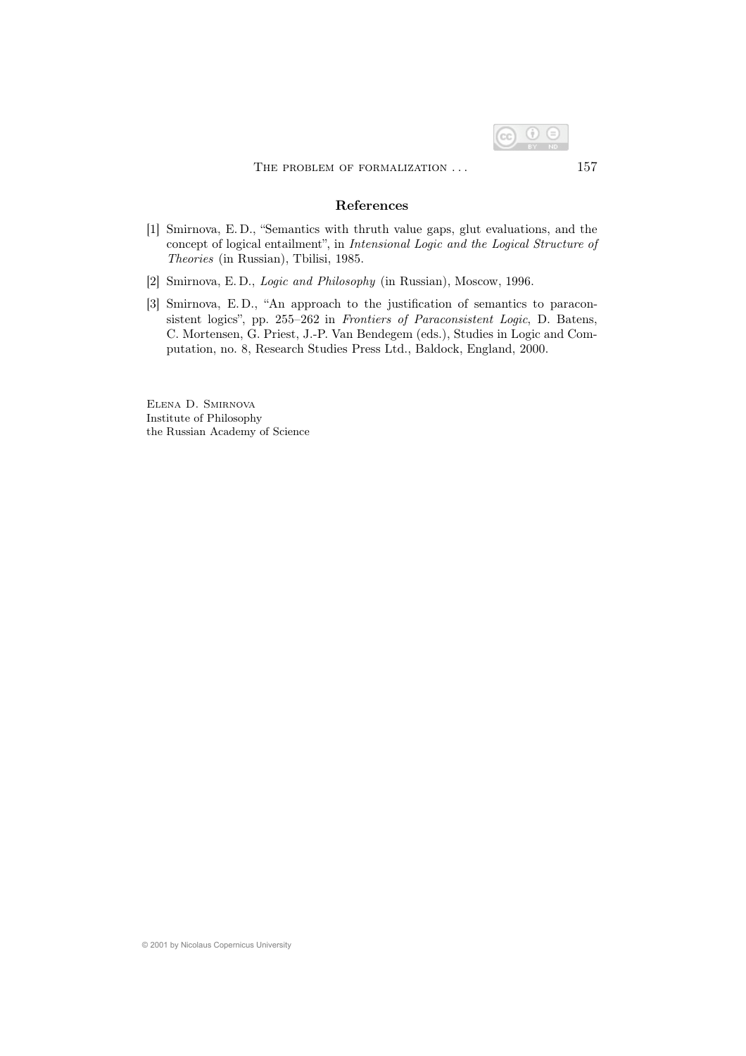## References

[1] Smirnova, E. D., "Semantics with thruth value gaps, glut evaluations, and the concept of logical entailment", in *Intensional Logic and the Logical Structure of Theories* (in Russian), Tbilisi, 1985.

[2] Smirnova, E. D., *Logic and Philosophy* (in Russian), Moscow, 1996.

[3] Smirnova, E. D., "An approach to the justification of semantics to paraconsistent logics", pp. 255–262 in *Frontiers of Paraconsistent Logic*, D. Batens, C. Mortensen, G. Priest, J.-P. Van Bendegem (eds.), Studies in Logic and Computation, no. 8, Research Studies Press Ltd., Baldock, England, 2000.

Elena D. Smirnova
Institute of Philosophy
the Russian Academy of Science

© 2001 by Nicolaus Copernicus University